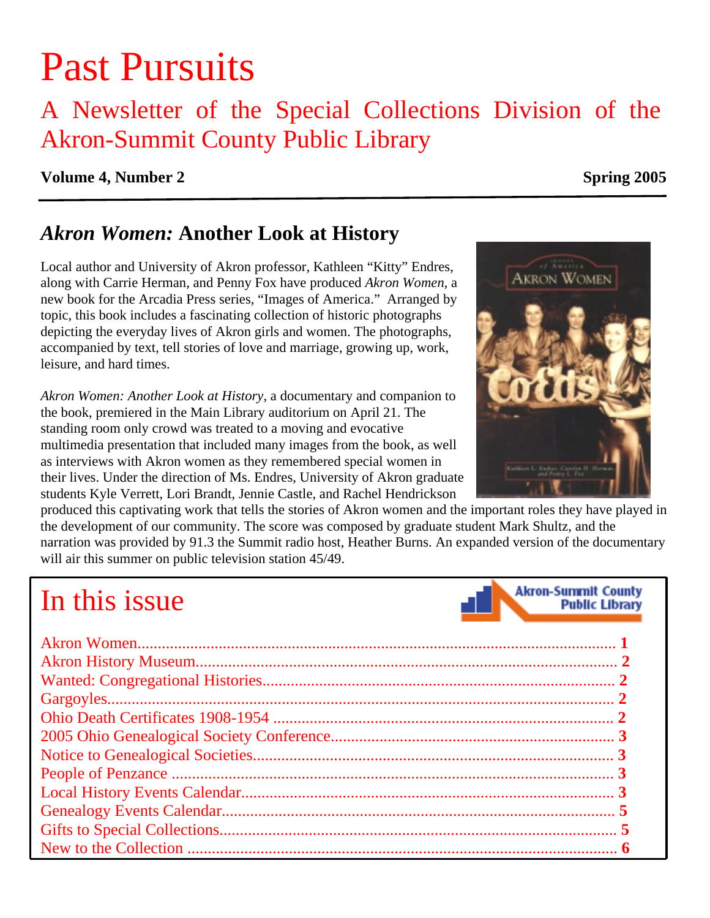# Past Pursuits

## A Newsletter of the Special Collections Division of the Akron-Summit County Public Library

**Volume 4, Number 2** **Spring 2005**

---

## *Akron Women:* Another Look at History

Local author and University of Akron professor, Kathleen "Kitty" Endres, along with Carrie Herman, and Penny Fox have produced *Akron Women*, a new book for the Arcadia Press series, "Images of America." Arranged by topic, this book includes a fascinating collection of historic photographs depicting the everyday lives of Akron girls and women. The photographs, accompanied by text, tell stories of love and marriage, growing up, work, leisure, and hard times.

*Akron Women: Another Look at History*, a documentary and companion to the book, premiered in the Main Library auditorium on April 21. The standing room only crowd was treated to a moving and evocative multimedia presentation that included many images from the book, as well as interviews with Akron women as they remembered special women in their lives. Under the direction of Ms. Endres, University of Akron graduate students Kyle Verrett, Lori Brandt, Jennie Castle, and Rachel Hendrickson produced this captivating work that tells the stories of Akron women and the important roles they have played in the development of our community. The score was composed by graduate student Mark Shultz, and the narration was provided by 91.3 the Summit radio host, Heather Burns. An expanded version of the documentary will air this summer on public television station 45/49.

## In this issue

Akron-Summit County Public Library

Akron Women.................................................. **1**
Akron History Museum.................................... **2**
Wanted: Congregational Histories.................... **2**
Gargoyles......................................................... **2**
Ohio Death Certificates 1908-1954 .................. **2**
2005 Ohio Genealogical Society Conference..... **3**
Notice to Genealogical Societies....................... **3**
People of Penzance ........................................... **3**
Local History Events Calendar.......................... **3**
Genealogy Events Calendar............................... **5**
Gifts to Special Collections............................... **5**
New to the Collection ....................................... **6**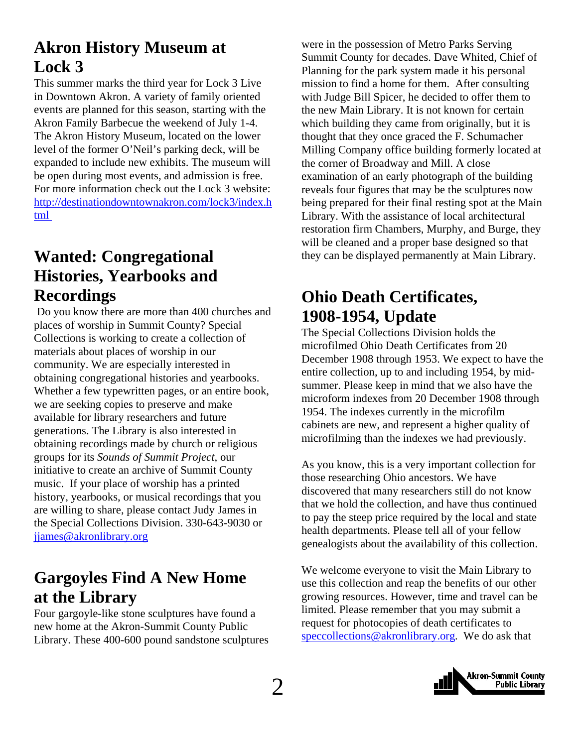## Akron History Museum at Lock 3

This summer marks the third year for Lock 3 Live in Downtown Akron. A variety of family oriented events are planned for this season, starting with the Akron Family Barbecue the weekend of July 1-4. The Akron History Museum, located on the lower level of the former O'Neil's parking deck, will be expanded to include new exhibits. The museum will be open during most events, and admission is free. For more information check out the Lock 3 website: http://destinationdowntownakron.com/lock3/index.html

## Wanted: Congregational Histories, Yearbooks and Recordings

Do you know there are more than 400 churches and places of worship in Summit County? Special Collections is working to create a collection of materials about places of worship in our community. We are especially interested in obtaining congregational histories and yearbooks. Whether a few typewritten pages, or an entire book, we are seeking copies to preserve and make available for library researchers and future generations. The Library is also interested in obtaining recordings made by church or religious groups for its *Sounds of Summit Project*, our initiative to create an archive of Summit County music. If your place of worship has a printed history, yearbooks, or musical recordings that you are willing to share, please contact Judy James in the Special Collections Division. 330-643-9030 or jjames@akronlibrary.org

## Gargoyles Find A New Home at the Library

Four gargoyle-like stone sculptures have found a new home at the Akron-Summit County Public Library. These 400-600 pound sandstone sculptures were in the possession of Metro Parks Serving Summit County for decades. Dave Whited, Chief of Planning for the park system made it his personal mission to find a home for them. After consulting with Judge Bill Spicer, he decided to offer them to the new Main Library. It is not known for certain which building they came from originally, but it is thought that they once graced the F. Schumacher Milling Company office building formerly located at the corner of Broadway and Mill. A close examination of an early photograph of the building reveals four figures that may be the sculptures now being prepared for their final resting spot at the Main Library. With the assistance of local architectural restoration firm Chambers, Murphy, and Burge, they will be cleaned and a proper base designed so that they can be displayed permanently at Main Library.

## Ohio Death Certificates, 1908-1954, Update

The Special Collections Division holds the microfilmed Ohio Death Certificates from 20 December 1908 through 1953. We expect to have the entire collection, up to and including 1954, by mid-summer. Please keep in mind that we also have the microform indexes from 20 December 1908 through 1954. The indexes currently in the microfilm cabinets are new, and represent a higher quality of microfilming than the indexes we had previously.

As you know, this is a very important collection for those researching Ohio ancestors. We have discovered that many researchers still do not know that we hold the collection, and have thus continued to pay the steep price required by the local and state health departments. Please tell all of your fellow genealogists about the availability of this collection.

We welcome everyone to visit the Main Library to use this collection and reap the benefits of our other growing resources. However, time and travel can be limited. Please remember that you may submit a request for photocopies of death certificates to speccollections@akronlibrary.org. We do ask that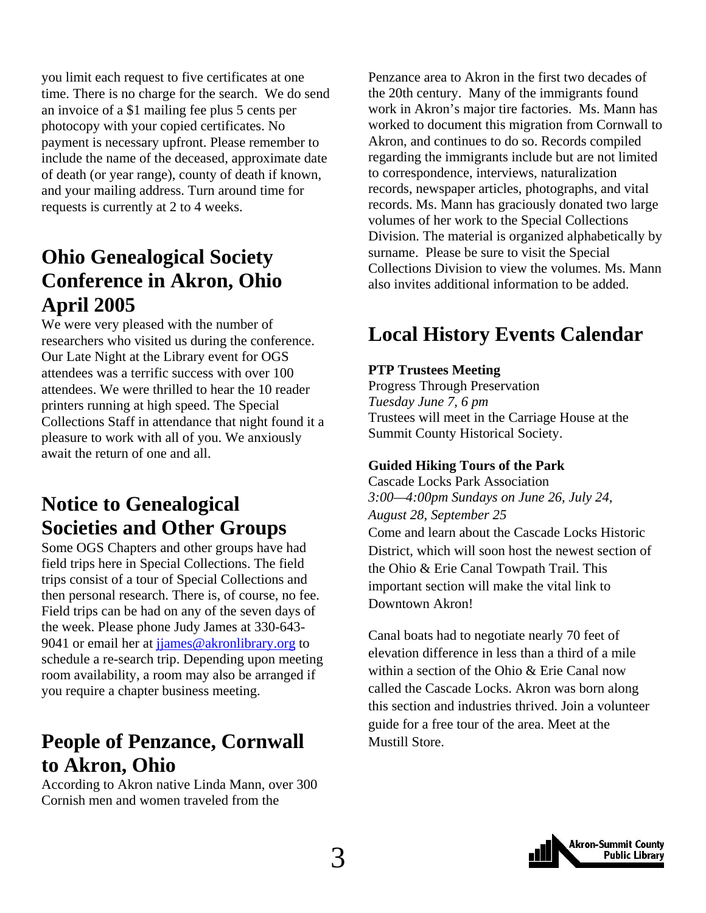you limit each request to five certificates at one time. There is no charge for the search. We do send an invoice of a $1 mailing fee plus 5 cents per photocopy with your copied certificates. No payment is necessary upfront. Please remember to include the name of the deceased, approximate date of death (or year range), county of death if known, and your mailing address. Turn around time for requests is currently at 2 to 4 weeks.

## Ohio Genealogical Society Conference in Akron, Ohio April 2005

We were very pleased with the number of researchers who visited us during the conference. Our Late Night at the Library event for OGS attendees was a terrific success with over 100 attendees. We were thrilled to hear the 10 reader printers running at high speed. The Special Collections Staff in attendance that night found it a pleasure to work with all of you. We anxiously await the return of one and all.

## Notice to Genealogical Societies and Other Groups

Some OGS Chapters and other groups have had field trips here in Special Collections. The field trips consist of a tour of Special Collections and then personal research. There is, of course, no fee. Field trips can be had on any of the seven days of the week. Please phone Judy James at 330-643-9041 or email her at jjames@akronlibrary.org to schedule a re-search trip. Depending upon meeting room availability, a room may also be arranged if you require a chapter business meeting.

## People of Penzance, Cornwall to Akron, Ohio

According to Akron native Linda Mann, over 300 Cornish men and women traveled from the Penzance area to Akron in the first two decades of the 20th century. Many of the immigrants found work in Akron's major tire factories. Ms. Mann has worked to document this migration from Cornwall to Akron, and continues to do so. Records compiled regarding the immigrants include but are not limited to correspondence, interviews, naturalization records, newspaper articles, photographs, and vital records. Ms. Mann has graciously donated two large volumes of her work to the Special Collections Division. The material is organized alphabetically by surname. Please be sure to visit the Special Collections Division to view the volumes. Ms. Mann also invites additional information to be added.

## Local History Events Calendar

**PTP Trustees Meeting**
Progress Through Preservation
*Tuesday June 7, 6 pm*
Trustees will meet in the Carriage House at the Summit County Historical Society.

**Guided Hiking Tours of the Park**
Cascade Locks Park Association
*3:00—4:00pm Sundays on June 26, July 24, August 28, September 25*
Come and learn about the Cascade Locks Historic District, which will soon host the newest section of the Ohio & Erie Canal Towpath Trail. This important section will make the vital link to Downtown Akron!

Canal boats had to negotiate nearly 70 feet of elevation difference in less than a third of a mile within a section of the Ohio & Erie Canal now called the Cascade Locks. Akron was born along this section and industries thrived. Join a volunteer guide for a free tour of the area. Meet at the Mustill Store.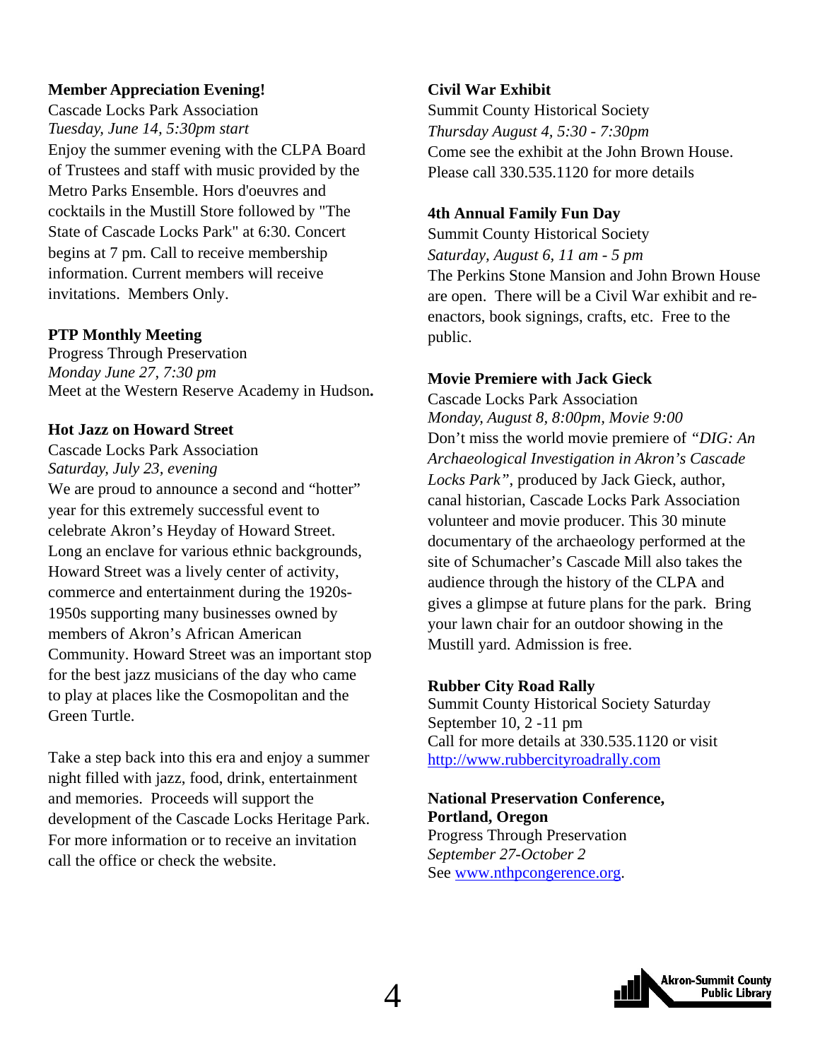**Member Appreciation Evening!**

Cascade Locks Park Association

*Tuesday, June 14, 5:30pm start*

Enjoy the summer evening with the CLPA Board of Trustees and staff with music provided by the Metro Parks Ensemble. Hors d'oeuvres and cocktails in the Mustill Store followed by "The State of Cascade Locks Park" at 6:30. Concert begins at 7 pm. Call to receive membership information. Current members will receive invitations. Members Only.

**PTP Monthly Meeting**

Progress Through Preservation

*Monday June 27, 7:30 pm*

Meet at the Western Reserve Academy in Hudson**.**

**Hot Jazz on Howard Street**

Cascade Locks Park Association

*Saturday, July 23, evening*

We are proud to announce a second and "hotter" year for this extremely successful event to celebrate Akron's Heyday of Howard Street. Long an enclave for various ethnic backgrounds, Howard Street was a lively center of activity, commerce and entertainment during the 1920s-1950s supporting many businesses owned by members of Akron's African American Community. Howard Street was an important stop for the best jazz musicians of the day who came to play at places like the Cosmopolitan and the Green Turtle.

Take a step back into this era and enjoy a summer night filled with jazz, food, drink, entertainment and memories. Proceeds will support the development of the Cascade Locks Heritage Park. For more information or to receive an invitation call the office or check the website.

**Civil War Exhibit**

Summit County Historical Society

*Thursday August 4, 5:30 - 7:30pm*

Come see the exhibit at the John Brown House. Please call 330.535.1120 for more details

**4th Annual Family Fun Day**

Summit County Historical Society

*Saturday, August 6, 11 am - 5 pm*

The Perkins Stone Mansion and John Brown House are open. There will be a Civil War exhibit and re-enactors, book signings, crafts, etc. Free to the public.

**Movie Premiere with Jack Gieck**

Cascade Locks Park Association

*Monday, August 8, 8:00pm, Movie 9:00*

Don't miss the world movie premiere of *"DIG: An Archaeological Investigation in Akron's Cascade Locks Park"*, produced by Jack Gieck, author, canal historian, Cascade Locks Park Association volunteer and movie producer. This 30 minute documentary of the archaeology performed at the site of Schumacher's Cascade Mill also takes the audience through the history of the CLPA and gives a glimpse at future plans for the park. Bring your lawn chair for an outdoor showing in the Mustill yard. Admission is free.

**Rubber City Road Rally**

Summit County Historical Society Saturday September 10, 2 -11 pm

Call for more details at 330.535.1120 or visit http://www.rubbercityroadrally.com

**National Preservation Conference, Portland, Oregon**

Progress Through Preservation

*September 27-October 2*

See www.nthpcongerence.org.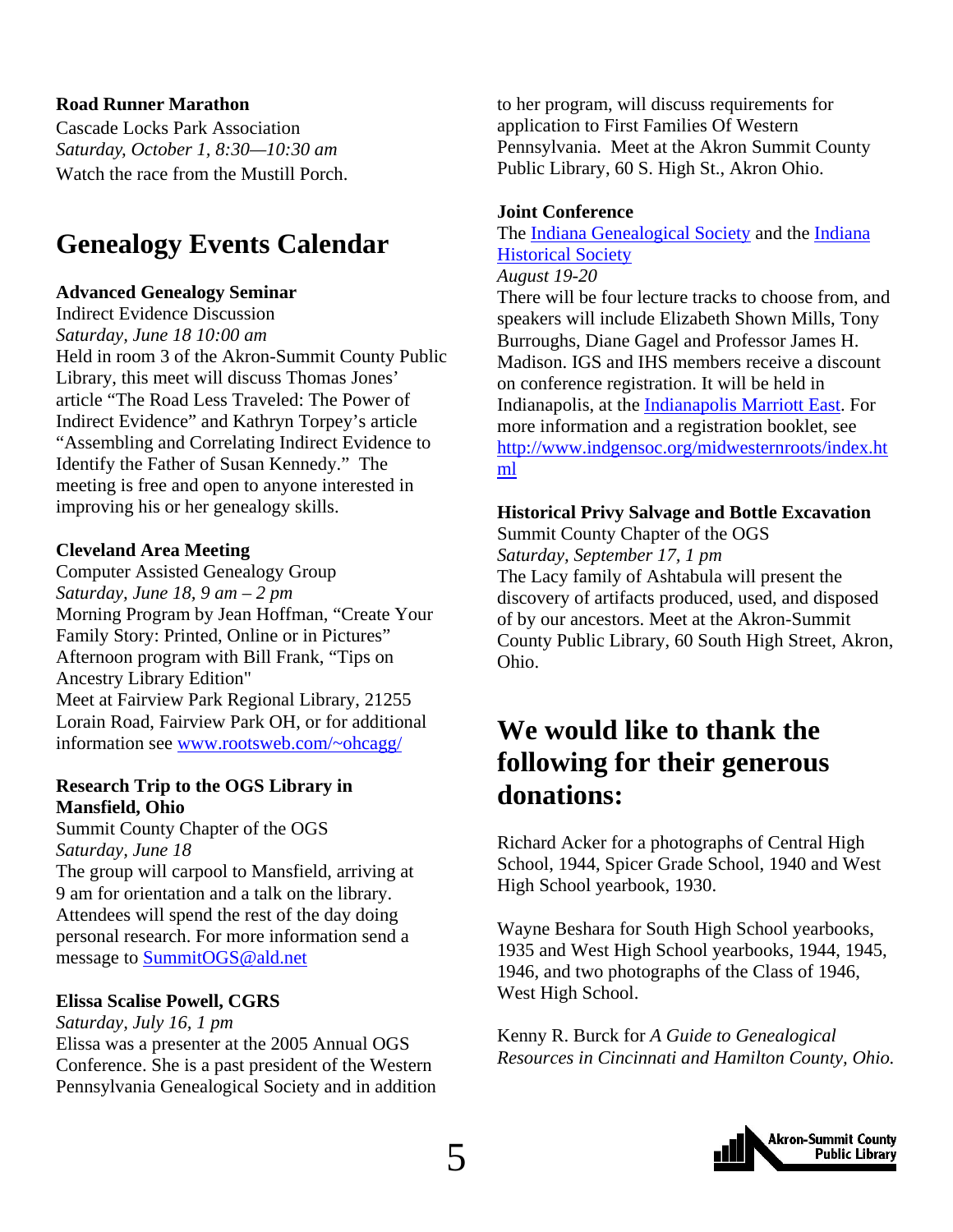**Road Runner Marathon**

Cascade Locks Park Association

*Saturday, October 1, 8:30—10:30 am*

Watch the race from the Mustill Porch.

# Genealogy Events Calendar

**Advanced Genealogy Seminar**

Indirect Evidence Discussion

*Saturday, June 18 10:00 am*

Held in room 3 of the Akron-Summit County Public Library, this meet will discuss Thomas Jones' article "The Road Less Traveled: The Power of Indirect Evidence" and Kathryn Torpey's article "Assembling and Correlating Indirect Evidence to Identify the Father of Susan Kennedy." The meeting is free and open to anyone interested in improving his or her genealogy skills.

**Cleveland Area Meeting**

Computer Assisted Genealogy Group

*Saturday, June 18, 9 am – 2 pm*

Morning Program by Jean Hoffman, "Create Your Family Story: Printed, Online or in Pictures" Afternoon program with Bill Frank, "Tips on Ancestry Library Edition" Meet at Fairview Park Regional Library, 21255 Lorain Road, Fairview Park OH, or for additional information see www.rootsweb.com/~ohcagg/

**Research Trip to the OGS Library in Mansfield, Ohio**

Summit County Chapter of the OGS

*Saturday, June 18*

The group will carpool to Mansfield, arriving at 9 am for orientation and a talk on the library. Attendees will spend the rest of the day doing personal research. For more information send a message to SummitOGS@ald.net

**Elissa Scalise Powell, CGRS**

*Saturday, July 16, 1 pm*

Elissa was a presenter at the 2005 Annual OGS Conference. She is a past president of the Western Pennsylvania Genealogical Society and in addition to her program, will discuss requirements for application to First Families Of Western Pennsylvania. Meet at the Akron Summit County Public Library, 60 S. High St., Akron Ohio.

**Joint Conference**

The Indiana Genealogical Society and the Indiana Historical Society

*August 19-20*

There will be four lecture tracks to choose from, and speakers will include Elizabeth Shown Mills, Tony Burroughs, Diane Gagel and Professor James H. Madison. IGS and IHS members receive a discount on conference registration. It will be held in Indianapolis, at the Indianapolis Marriott East. For more information and a registration booklet, see http://www.indgensoc.org/midwesternroots/index.html

**Historical Privy Salvage and Bottle Excavation**

Summit County Chapter of the OGS

*Saturday, September 17, 1 pm*

The Lacy family of Ashtabula will present the discovery of artifacts produced, used, and disposed of by our ancestors. Meet at the Akron-Summit County Public Library, 60 South High Street, Akron, Ohio.

# We would like to thank the following for their generous donations:

Richard Acker for a photographs of Central High School, 1944, Spicer Grade School, 1940 and West High School yearbook, 1930.

Wayne Beshara for South High School yearbooks, 1935 and West High School yearbooks, 1944, 1945, 1946, and two photographs of the Class of 1946, West High School.

Kenny R. Burck for *A Guide to Genealogical Resources in Cincinnati and Hamilton County, Ohio.*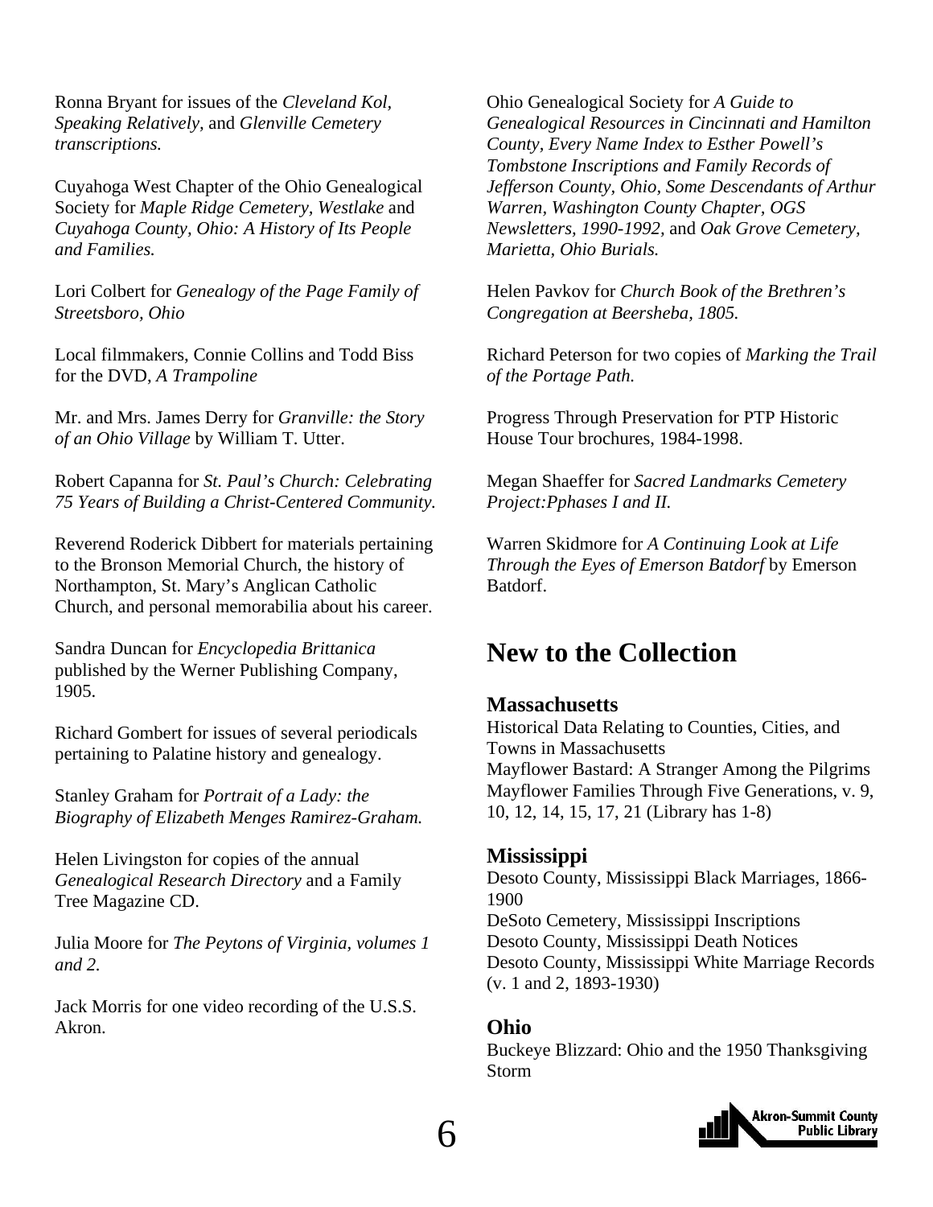Ronna Bryant for issues of the *Cleveland Kol, Speaking Relatively,* and *Glenville Cemetery transcriptions.*

Cuyahoga West Chapter of the Ohio Genealogical Society for *Maple Ridge Cemetery, Westlake* and *Cuyahoga County, Ohio: A History of Its People and Families.*

Lori Colbert for *Genealogy of the Page Family of Streetsboro, Ohio*

Local filmmakers, Connie Collins and Todd Biss for the DVD, *A Trampoline*

Mr. and Mrs. James Derry for *Granville: the Story of an Ohio Village* by William T. Utter.

Robert Capanna for *St. Paul's Church: Celebrating 75 Years of Building a Christ-Centered Community.*

Reverend Roderick Dibbert for materials pertaining to the Bronson Memorial Church, the history of Northampton, St. Mary's Anglican Catholic Church, and personal memorabilia about his career.

Sandra Duncan for *Encyclopedia Brittanica* published by the Werner Publishing Company, 1905.

Richard Gombert for issues of several periodicals pertaining to Palatine history and genealogy.

Stanley Graham for *Portrait of a Lady: the Biography of Elizabeth Menges Ramirez-Graham.*

Helen Livingston for copies of the annual *Genealogical Research Directory* and a Family Tree Magazine CD.

Julia Moore for *The Peytons of Virginia, volumes 1 and 2.*

Jack Morris for one video recording of the U.S.S. Akron.

Ohio Genealogical Society for *A Guide to Genealogical Resources in Cincinnati and Hamilton County, Every Name Index to Esther Powell's Tombstone Inscriptions and Family Records of Jefferson County, Ohio, Some Descendants of Arthur Warren, Washington County Chapter, OGS Newsletters, 1990-1992,* and *Oak Grove Cemetery, Marietta, Ohio Burials.*

Helen Pavkov for *Church Book of the Brethren's Congregation at Beersheba, 1805.*

Richard Peterson for two copies of *Marking the Trail of the Portage Path.*

Progress Through Preservation for PTP Historic House Tour brochures, 1984-1998.

Megan Shaeffer for *Sacred Landmarks Cemetery Project:Pphases I and II.*

Warren Skidmore for *A Continuing Look at Life Through the Eyes of Emerson Batdorf* by Emerson Batdorf.

## New to the Collection

### Massachusetts

Historical Data Relating to Counties, Cities, and Towns in Massachusetts
Mayflower Bastard: A Stranger Among the Pilgrims
Mayflower Families Through Five Generations, v. 9, 10, 12, 14, 15, 17, 21 (Library has 1-8)

### Mississippi

Desoto County, Mississippi Black Marriages, 1866-1900
DeSoto Cemetery, Mississippi Inscriptions
Desoto County, Mississippi Death Notices
Desoto County, Mississippi White Marriage Records (v. 1 and 2, 1893-1930)

### Ohio

Buckeye Blizzard: Ohio and the 1950 Thanksgiving Storm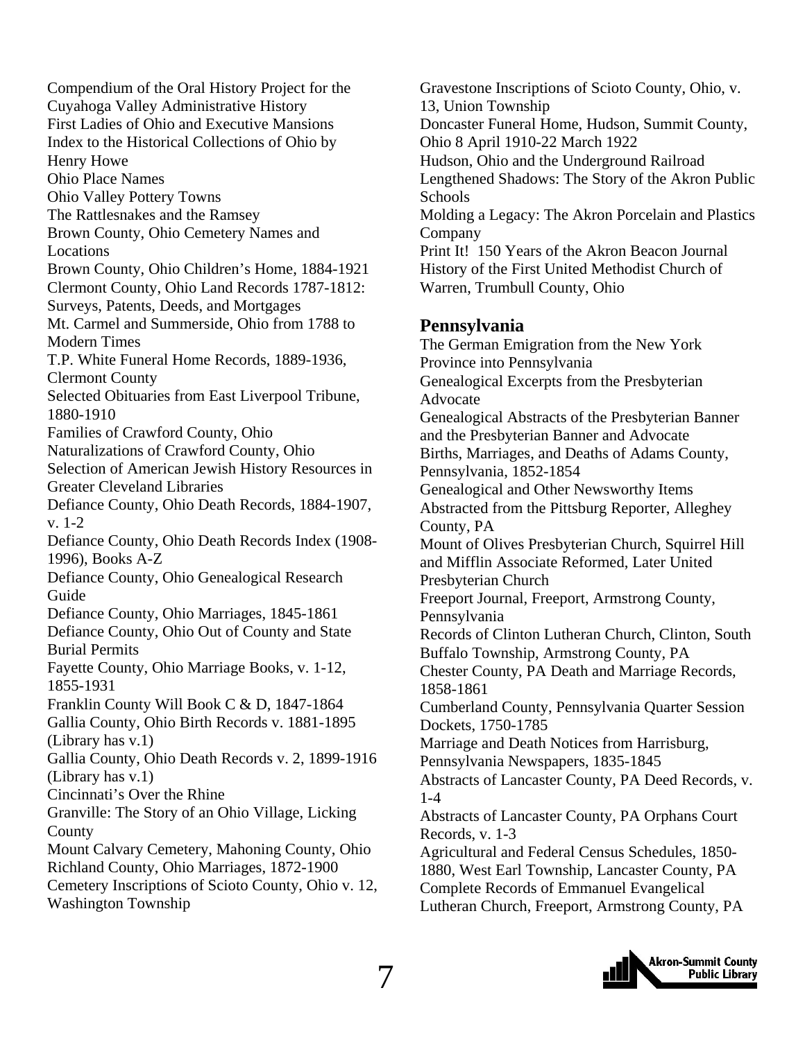Compendium of the Oral History Project for the Cuyahoga Valley Administrative History
First Ladies of Ohio and Executive Mansions
Index to the Historical Collections of Ohio by Henry Howe
Ohio Place Names
Ohio Valley Pottery Towns
The Rattlesnakes and the Ramsey
Brown County, Ohio Cemetery Names and Locations
Brown County, Ohio Children's Home, 1884-1921
Clermont County, Ohio Land Records 1787-1812: Surveys, Patents, Deeds, and Mortgages
Mt. Carmel and Summerside, Ohio from 1788 to Modern Times
T.P. White Funeral Home Records, 1889-1936, Clermont County
Selected Obituaries from East Liverpool Tribune, 1880-1910
Families of Crawford County, Ohio
Naturalizations of Crawford County, Ohio
Selection of American Jewish History Resources in Greater Cleveland Libraries
Defiance County, Ohio Death Records, 1884-1907, v. 1-2
Defiance County, Ohio Death Records Index (1908-1996), Books A-Z
Defiance County, Ohio Genealogical Research Guide
Defiance County, Ohio Marriages, 1845-1861
Defiance County, Ohio Out of County and State Burial Permits
Fayette County, Ohio Marriage Books, v. 1-12, 1855-1931
Franklin County Will Book C & D, 1847-1864
Gallia County, Ohio Birth Records v. 1881-1895 (Library has v.1)
Gallia County, Ohio Death Records v. 2, 1899-1916 (Library has v.1)
Cincinnati's Over the Rhine
Granville: The Story of an Ohio Village, Licking County
Mount Calvary Cemetery, Mahoning County, Ohio
Richland County, Ohio Marriages, 1872-1900
Cemetery Inscriptions of Scioto County, Ohio v. 12, Washington Township
Gravestone Inscriptions of Scioto County, Ohio, v. 13, Union Township
Doncaster Funeral Home, Hudson, Summit County, Ohio 8 April 1910-22 March 1922
Hudson, Ohio and the Underground Railroad
Lengthened Shadows: The Story of the Akron Public Schools
Molding a Legacy: The Akron Porcelain and Plastics Company
Print It! 150 Years of the Akron Beacon Journal
History of the First United Methodist Church of Warren, Trumbull County, Ohio

## Pennsylvania

The German Emigration from the New York Province into Pennsylvania
Genealogical Excerpts from the Presbyterian Advocate
Genealogical Abstracts of the Presbyterian Banner and the Presbyterian Banner and Advocate
Births, Marriages, and Deaths of Adams County, Pennsylvania, 1852-1854
Genealogical and Other Newsworthy Items Abstracted from the Pittsburg Reporter, Alleghey County, PA
Mount of Olives Presbyterian Church, Squirrel Hill and Mifflin Associate Reformed, Later United Presbyterian Church
Freeport Journal, Freeport, Armstrong County, Pennsylvania
Records of Clinton Lutheran Church, Clinton, South Buffalo Township, Armstrong County, PA
Chester County, PA Death and Marriage Records, 1858-1861
Cumberland County, Pennsylvania Quarter Session Dockets, 1750-1785
Marriage and Death Notices from Harrisburg, Pennsylvania Newspapers, 1835-1845
Abstracts of Lancaster County, PA Deed Records, v. 1-4
Abstracts of Lancaster County, PA Orphans Court Records, v. 1-3
Agricultural and Federal Census Schedules, 1850-1880, West Earl Township, Lancaster County, PA
Complete Records of Emmanuel Evangelical Lutheran Church, Freeport, Armstrong County, PA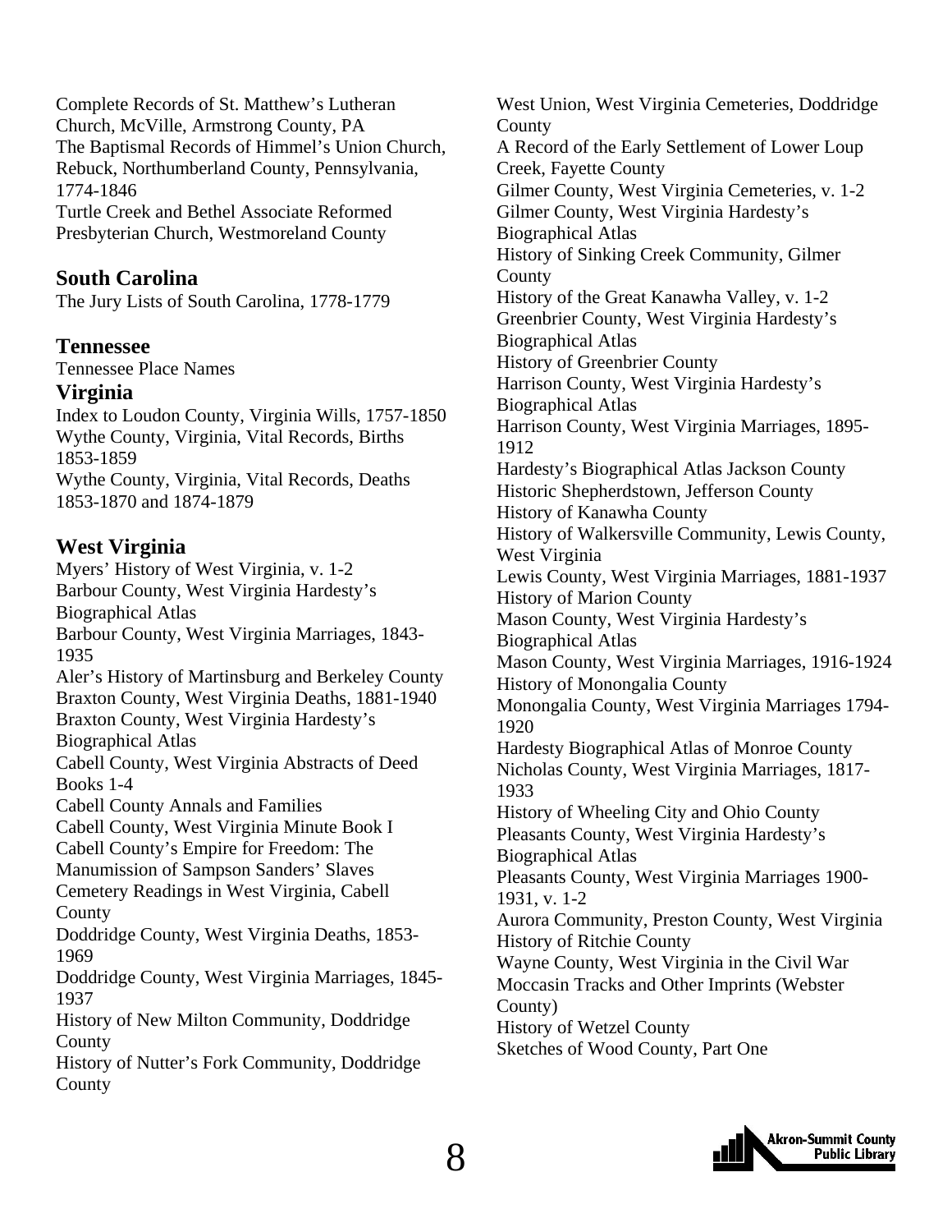Complete Records of St. Matthew's Lutheran Church, McVille, Armstrong County, PA
The Baptismal Records of Himmel's Union Church, Rebuck, Northumberland County, Pennsylvania, 1774-1846
Turtle Creek and Bethel Associate Reformed Presbyterian Church, Westmoreland County

## South Carolina

The Jury Lists of South Carolina, 1778-1779

## Tennessee

Tennessee Place Names

## Virginia

Index to Loudon County, Virginia Wills, 1757-1850
Wythe County, Virginia, Vital Records, Births 1853-1859
Wythe County, Virginia, Vital Records, Deaths 1853-1870 and 1874-1879

## West Virginia

Myers' History of West Virginia, v. 1-2
Barbour County, West Virginia Hardesty's Biographical Atlas
Barbour County, West Virginia Marriages, 1843-1935
Aler's History of Martinsburg and Berkeley County
Braxton County, West Virginia Deaths, 1881-1940
Braxton County, West Virginia Hardesty's Biographical Atlas
Cabell County, West Virginia Abstracts of Deed Books 1-4
Cabell County Annals and Families
Cabell County, West Virginia Minute Book I
Cabell County's Empire for Freedom: The Manumission of Sampson Sanders' Slaves
Cemetery Readings in West Virginia, Cabell County
Doddridge County, West Virginia Deaths, 1853-1969
Doddridge County, West Virginia Marriages, 1845-1937
History of New Milton Community, Doddridge County
History of Nutter's Fork Community, Doddridge County
West Union, West Virginia Cemeteries, Doddridge County
A Record of the Early Settlement of Lower Loup Creek, Fayette County
Gilmer County, West Virginia Cemeteries, v. 1-2
Gilmer County, West Virginia Hardesty's Biographical Atlas
History of Sinking Creek Community, Gilmer County
History of the Great Kanawha Valley, v. 1-2
Greenbrier County, West Virginia Hardesty's Biographical Atlas
History of Greenbrier County
Harrison County, West Virginia Hardesty's Biographical Atlas
Harrison County, West Virginia Marriages, 1895-1912
Hardesty's Biographical Atlas Jackson County
Historic Shepherdstown, Jefferson County
History of Kanawha County
History of Walkersville Community, Lewis County, West Virginia
Lewis County, West Virginia Marriages, 1881-1937
History of Marion County
Mason County, West Virginia Hardesty's Biographical Atlas
Mason County, West Virginia Marriages, 1916-1924
History of Monongalia County
Monongalia County, West Virginia Marriages 1794-1920
Hardesty Biographical Atlas of Monroe County
Nicholas County, West Virginia Marriages, 1817-1933
History of Wheeling City and Ohio County
Pleasants County, West Virginia Hardesty's Biographical Atlas
Pleasants County, West Virginia Marriages 1900-1931, v. 1-2
Aurora Community, Preston County, West Virginia
History of Ritchie County
Wayne County, West Virginia in the Civil War
Moccasin Tracks and Other Imprints (Webster County)
History of Wetzel County
Sketches of Wood County, Part One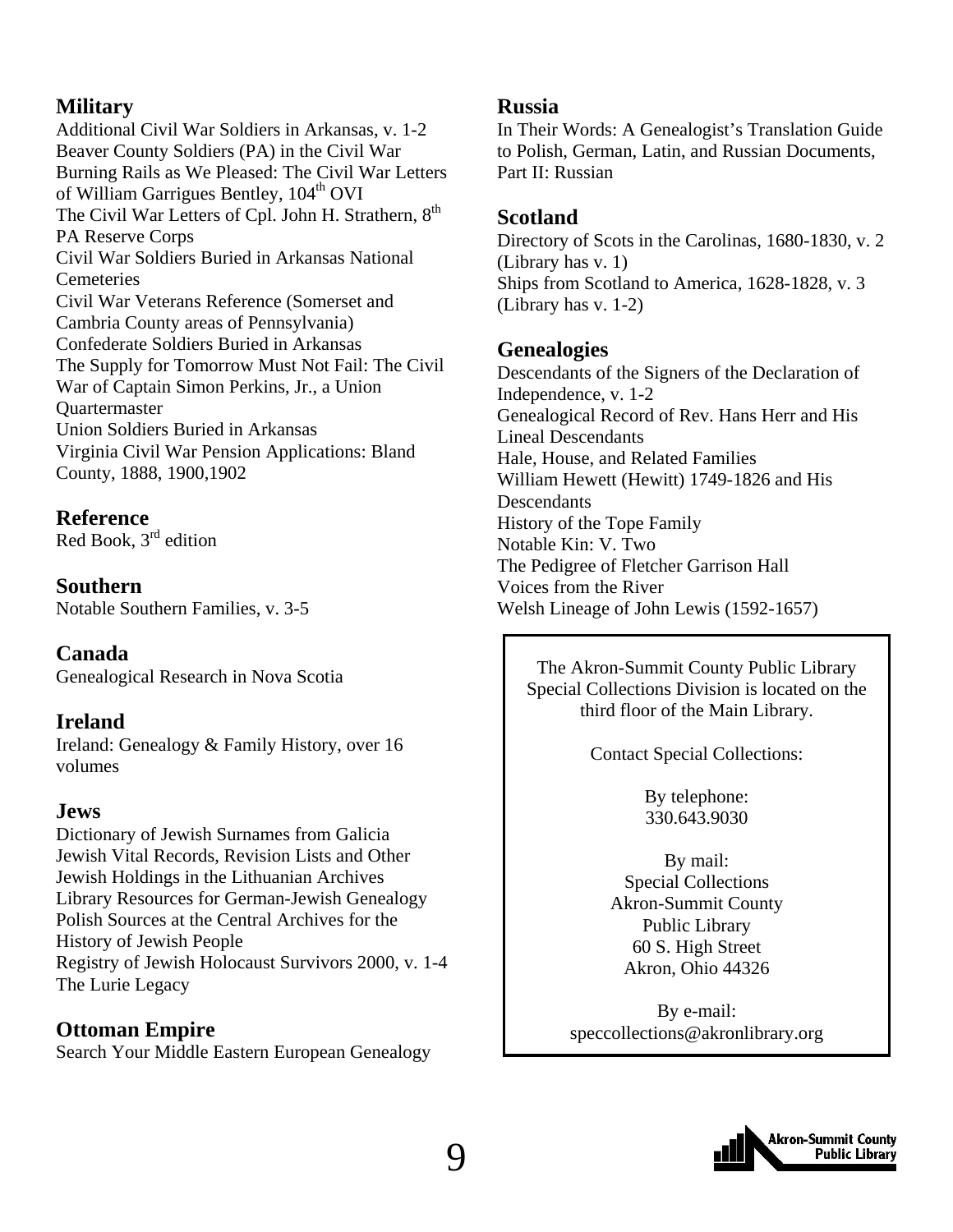## Military

Additional Civil War Soldiers in Arkansas, v. 1-2
Beaver County Soldiers (PA) in the Civil War
Burning Rails as We Pleased: The Civil War Letters of William Garrigues Bentley, 104th OVI
The Civil War Letters of Cpl. John H. Strathern, 8th PA Reserve Corps
Civil War Soldiers Buried in Arkansas National Cemeteries
Civil War Veterans Reference (Somerset and Cambria County areas of Pennsylvania)
Confederate Soldiers Buried in Arkansas
The Supply for Tomorrow Must Not Fail: The Civil War of Captain Simon Perkins, Jr., a Union Quartermaster
Union Soldiers Buried in Arkansas
Virginia Civil War Pension Applications: Bland County, 1888, 1900,1902

## Reference

Red Book, 3rd edition

## Southern

Notable Southern Families, v. 3-5

## Canada

Genealogical Research in Nova Scotia

## Ireland

Ireland: Genealogy & Family History, over 16 volumes

## Jews

Dictionary of Jewish Surnames from Galicia
Jewish Vital Records, Revision Lists and Other Jewish Holdings in the Lithuanian Archives
Library Resources for German-Jewish Genealogy
Polish Sources at the Central Archives for the History of Jewish People
Registry of Jewish Holocaust Survivors 2000, v. 1-4
The Lurie Legacy

## Ottoman Empire

Search Your Middle Eastern European Genealogy

## Russia

In Their Words: A Genealogist's Translation Guide to Polish, German, Latin, and Russian Documents, Part II: Russian

## Scotland

Directory of Scots in the Carolinas, 1680-1830, v. 2 (Library has v. 1)
Ships from Scotland to America, 1628-1828, v. 3 (Library has v. 1-2)

## Genealogies

Descendants of the Signers of the Declaration of Independence, v. 1-2
Genealogical Record of Rev. Hans Herr and His Lineal Descendants
Hale, House, and Related Families
William Hewett (Hewitt) 1749-1826 and His Descendants
History of the Tope Family
Notable Kin: V. Two
The Pedigree of Fletcher Garrison Hall
Voices from the River
Welsh Lineage of John Lewis (1592-1657)

The Akron-Summit County Public Library Special Collections Division is located on the third floor of the Main Library.

Contact Special Collections:

By telephone:
330.643.9030

By mail:
Special Collections
Akron-Summit County
Public Library
60 S. High Street
Akron, Ohio 44326

By e-mail:
speccollections@akronlibrary.org